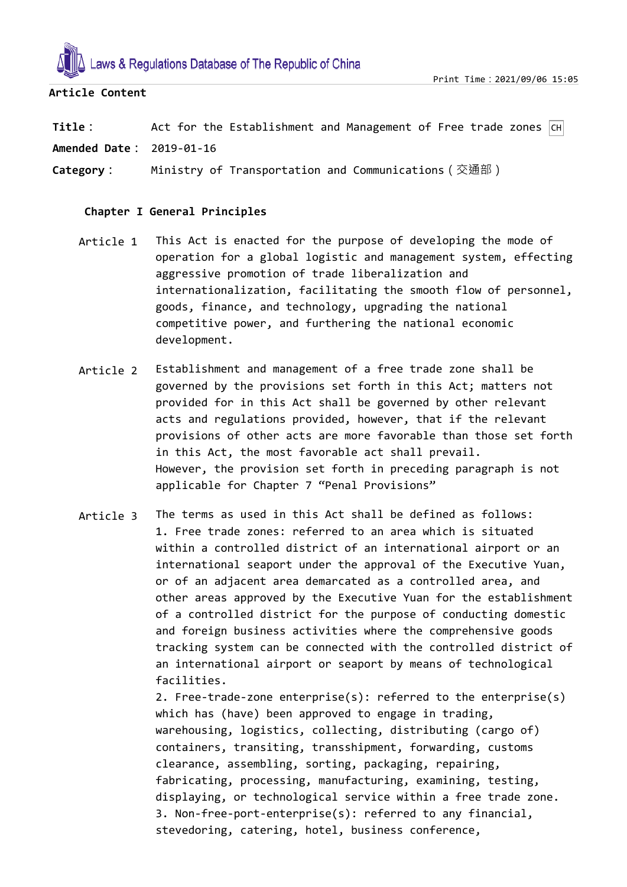Article Content

**Title**： Act for the Establishment and Management of Free trade zones CH

**Amended Date**： 2019-01-16

**Category**： Ministry of Transportation and Communications（交通部）

## Chapter I General Principles

**Article 1** This Act is enacted for the purpose of developing the mode of operation for a global logistic and management system, effecting aggressive promotion of trade liberalization and internationalization, facilitating the smooth flow of personnel, goods, finance, and technology, upgrading the national competitive power, and furthering the national economic development.

**Article 2** Establishment and management of a free trade zone shall be governed by the provisions set forth in this Act; matters not provided for in this Act shall be governed by other relevant acts and regulations provided, however, that if the relevant provisions of other acts are more favorable than those set forth in this Act, the most favorable act shall prevail.
However, the provision set forth in preceding paragraph is not applicable for Chapter 7 “Penal Provisions”

**Article 3** The terms as used in this Act shall be defined as follows:
1. Free trade zones: referred to an area which is situated within a controlled district of an international airport or an international seaport under the approval of the Executive Yuan, or of an adjacent area demarcated as a controlled area, and other areas approved by the Executive Yuan for the establishment of a controlled district for the purpose of conducting domestic and foreign business activities where the comprehensive goods tracking system can be connected with the controlled district of an international airport or seaport by means of technological facilities.
2. Free-trade-zone enterprise(s): referred to the enterprise(s) which has (have) been approved to engage in trading, warehousing, logistics, collecting, distributing (cargo of) containers, transiting, transshipment, forwarding, customs clearance, assembling, sorting, packaging, repairing, fabricating, processing, manufacturing, examining, testing, displaying, or technological service within a free trade zone.
3. Non-free-port-enterprise(s): referred to any financial, stevedoring, catering, hotel, business conference,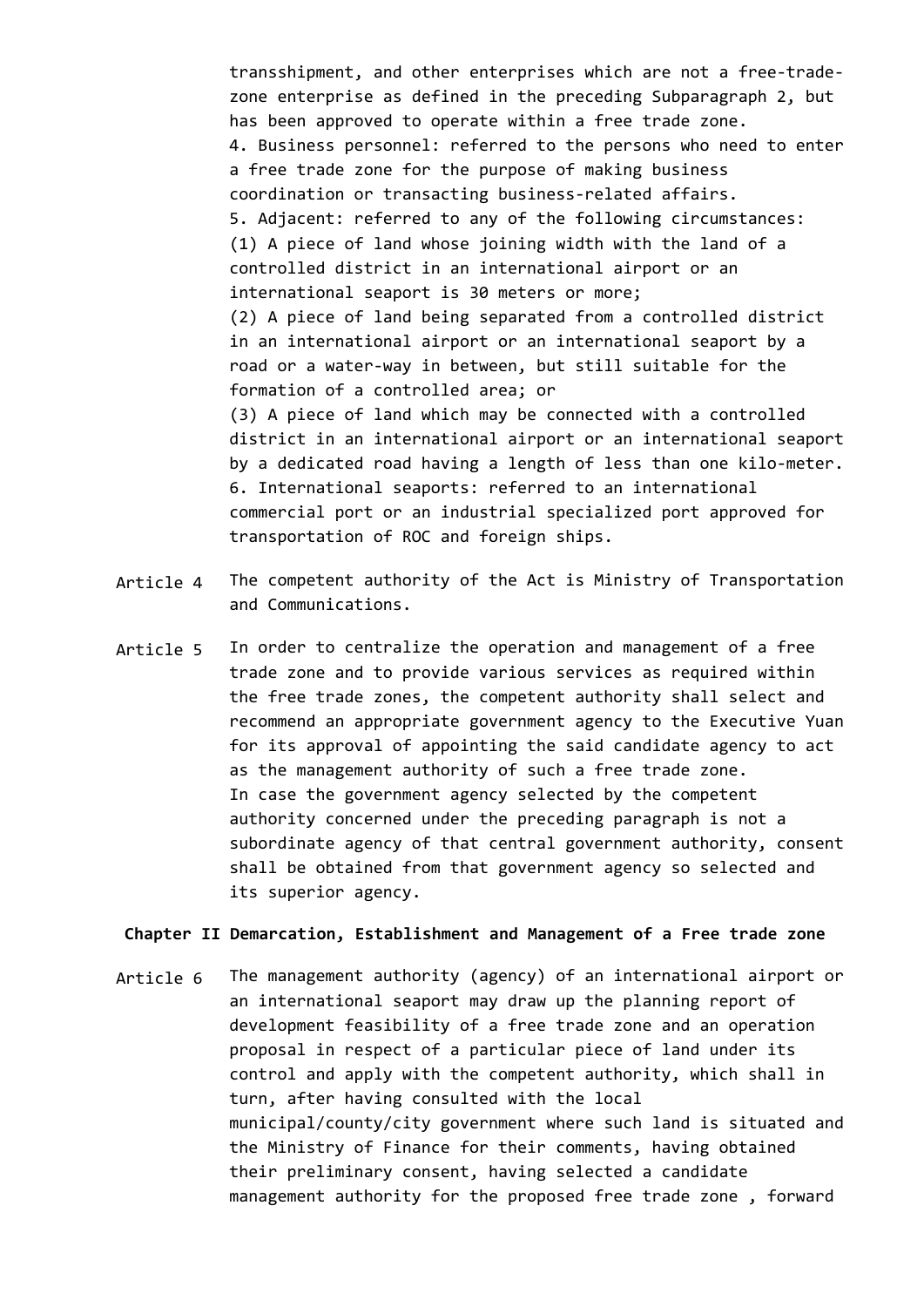transshipment, and other enterprises which are not a free-trade-zone enterprise as defined in the preceding Subparagraph 2, but has been approved to operate within a free trade zone.

4. Business personnel: referred to the persons who need to enter a free trade zone for the purpose of making business coordination or transacting business-related affairs.

5. Adjacent: referred to any of the following circumstances:

(1) A piece of land whose joining width with the land of a controlled district in an international airport or an international seaport is 30 meters or more;

(2) A piece of land being separated from a controlled district in an international airport or an international seaport by a road or a water-way in between, but still suitable for the formation of a controlled area; or

(3) A piece of land which may be connected with a controlled district in an international airport or an international seaport by a dedicated road having a length of less than one kilo-meter.

6. International seaports: referred to an international commercial port or an industrial specialized port approved for transportation of ROC and foreign ships.

Article 4 The competent authority of the Act is Ministry of Transportation and Communications.

Article 5 In order to centralize the operation and management of a free trade zone and to provide various services as required within the free trade zones, the competent authority shall select and recommend an appropriate government agency to the Executive Yuan for its approval of appointing the said candidate agency to act as the management authority of such a free trade zone.

In case the government agency selected by the competent authority concerned under the preceding paragraph is not a subordinate agency of that central government authority, consent shall be obtained from that government agency so selected and its superior agency.

## Chapter II Demarcation, Establishment and Management of a Free trade zone

Article 6 The management authority (agency) of an international airport or an international seaport may draw up the planning report of development feasibility of a free trade zone and an operation proposal in respect of a particular piece of land under its control and apply with the competent authority, which shall in turn, after having consulted with the local municipal/county/city government where such land is situated and the Ministry of Finance for their comments, having obtained their preliminary consent, having selected a candidate management authority for the proposed free trade zone , forward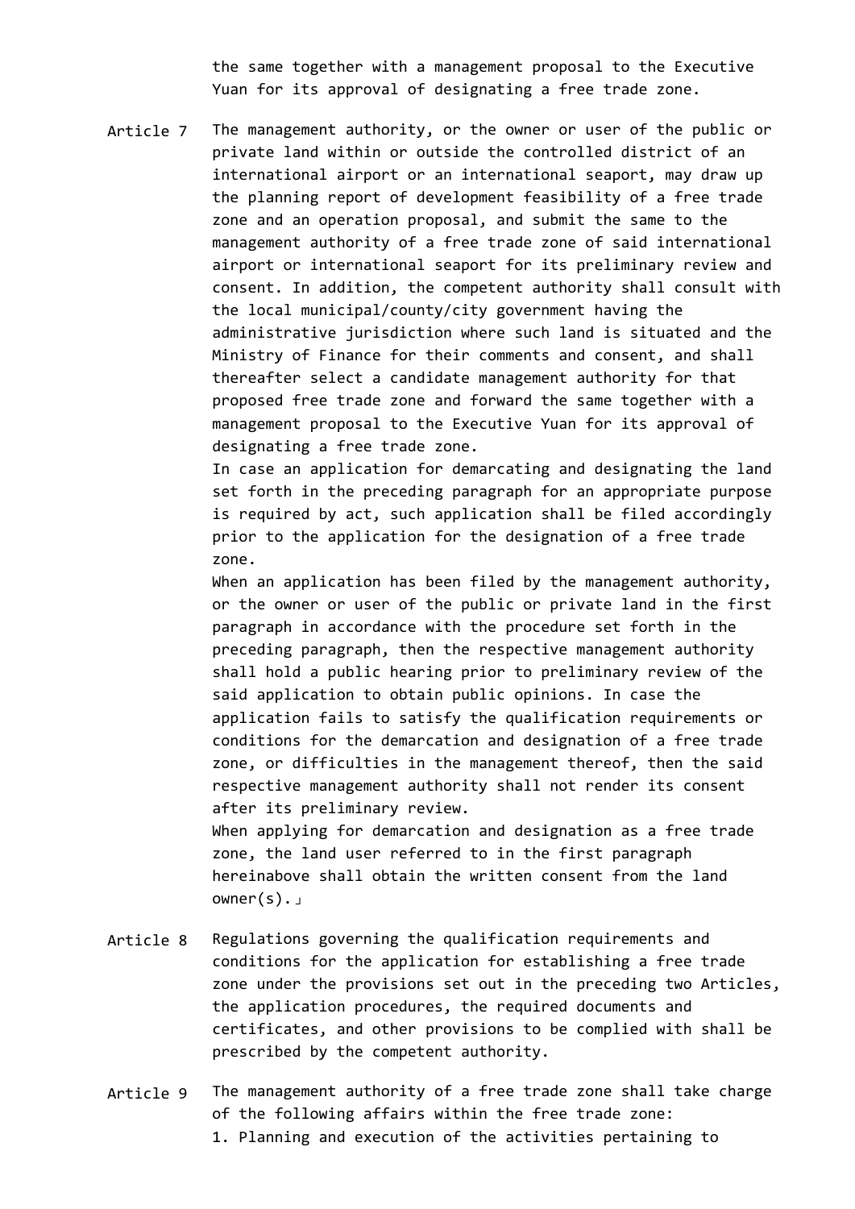the same together with a management proposal to the Executive Yuan for its approval of designating a free trade zone.

Article 7 The management authority, or the owner or user of the public or private land within or outside the controlled district of an international airport or an international seaport, may draw up the planning report of development feasibility of a free trade zone and an operation proposal, and submit the same to the management authority of a free trade zone of said international airport or international seaport for its preliminary review and consent. In addition, the competent authority shall consult with the local municipal/county/city government having the administrative jurisdiction where such land is situated and the Ministry of Finance for their comments and consent, and shall thereafter select a candidate management authority for that proposed free trade zone and forward the same together with a management proposal to the Executive Yuan for its approval of designating a free trade zone.

In case an application for demarcating and designating the land set forth in the preceding paragraph for an appropriate purpose is required by act, such application shall be filed accordingly prior to the application for the designation of a free trade zone.

When an application has been filed by the management authority, or the owner or user of the public or private land in the first paragraph in accordance with the procedure set forth in the preceding paragraph, then the respective management authority shall hold a public hearing prior to preliminary review of the said application to obtain public opinions. In case the application fails to satisfy the qualification requirements or conditions for the demarcation and designation of a free trade zone, or difficulties in the management thereof, then the said respective management authority shall not render its consent after its preliminary review.

When applying for demarcation and designation as a free trade zone, the land user referred to in the first paragraph hereinabove shall obtain the written consent from the land owner(s).」

Article 8 Regulations governing the qualification requirements and conditions for the application for establishing a free trade zone under the provisions set out in the preceding two Articles, the application procedures, the required documents and certificates, and other provisions to be complied with shall be prescribed by the competent authority.

Article 9 The management authority of a free trade zone shall take charge of the following affairs within the free trade zone:

1. Planning and execution of the activities pertaining to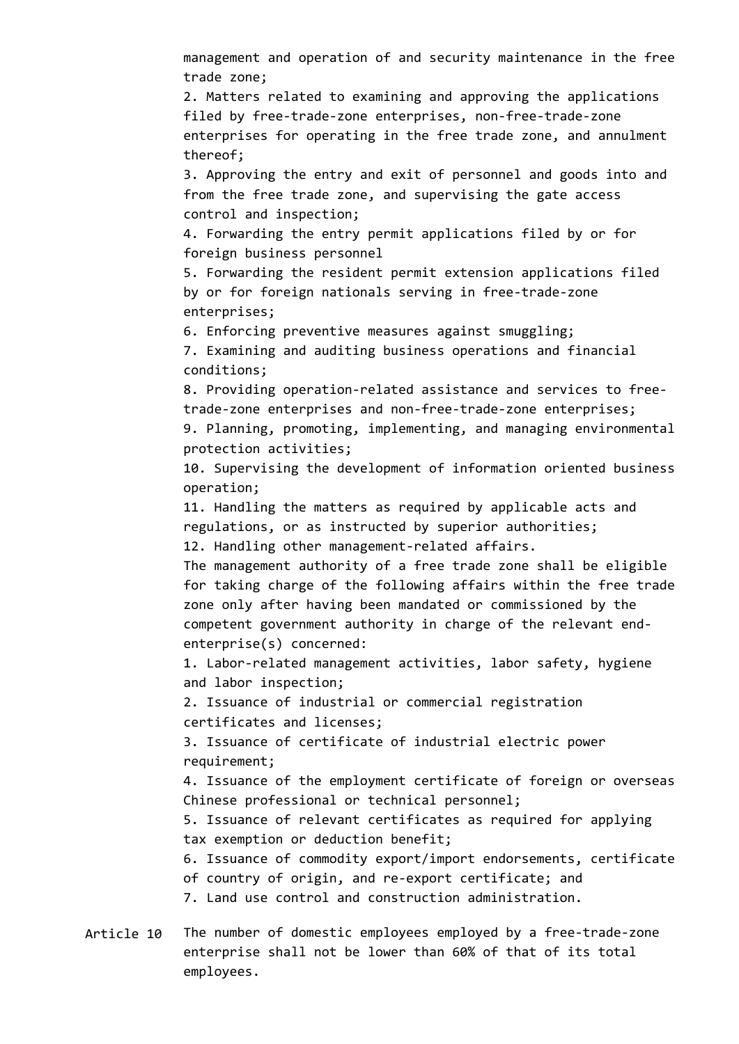management and operation of and security maintenance in the free trade zone;

2. Matters related to examining and approving the applications filed by free-trade-zone enterprises, non-free-trade-zone enterprises for operating in the free trade zone, and annulment thereof;
3. Approving the entry and exit of personnel and goods into and from the free trade zone, and supervising the gate access control and inspection;
4. Forwarding the entry permit applications filed by or for foreign business personnel
5. Forwarding the resident permit extension applications filed by or for foreign nationals serving in free-trade-zone enterprises;
6. Enforcing preventive measures against smuggling;
7. Examining and auditing business operations and financial conditions;
8. Providing operation-related assistance and services to free-trade-zone enterprises and non-free-trade-zone enterprises;
9. Planning, promoting, implementing, and managing environmental protection activities;
10. Supervising the development of information oriented business operation;
11. Handling the matters as required by applicable acts and regulations, or as instructed by superior authorities;
12. Handling other management-related affairs.

The management authority of a free trade zone shall be eligible for taking charge of the following affairs within the free trade zone only after having been mandated or commissioned by the competent government authority in charge of the relevant end-enterprise(s) concerned:

1. Labor-related management activities, labor safety, hygiene and labor inspection;
2. Issuance of industrial or commercial registration certificates and licenses;
3. Issuance of certificate of industrial electric power requirement;
4. Issuance of the employment certificate of foreign or overseas Chinese professional or technical personnel;
5. Issuance of relevant certificates as required for applying tax exemption or deduction benefit;
6. Issuance of commodity export/import endorsements, certificate of country of origin, and re-export certificate; and
7. Land use control and construction administration.

Article 10 The number of domestic employees employed by a free-trade-zone enterprise shall not be lower than 60% of that of its total employees.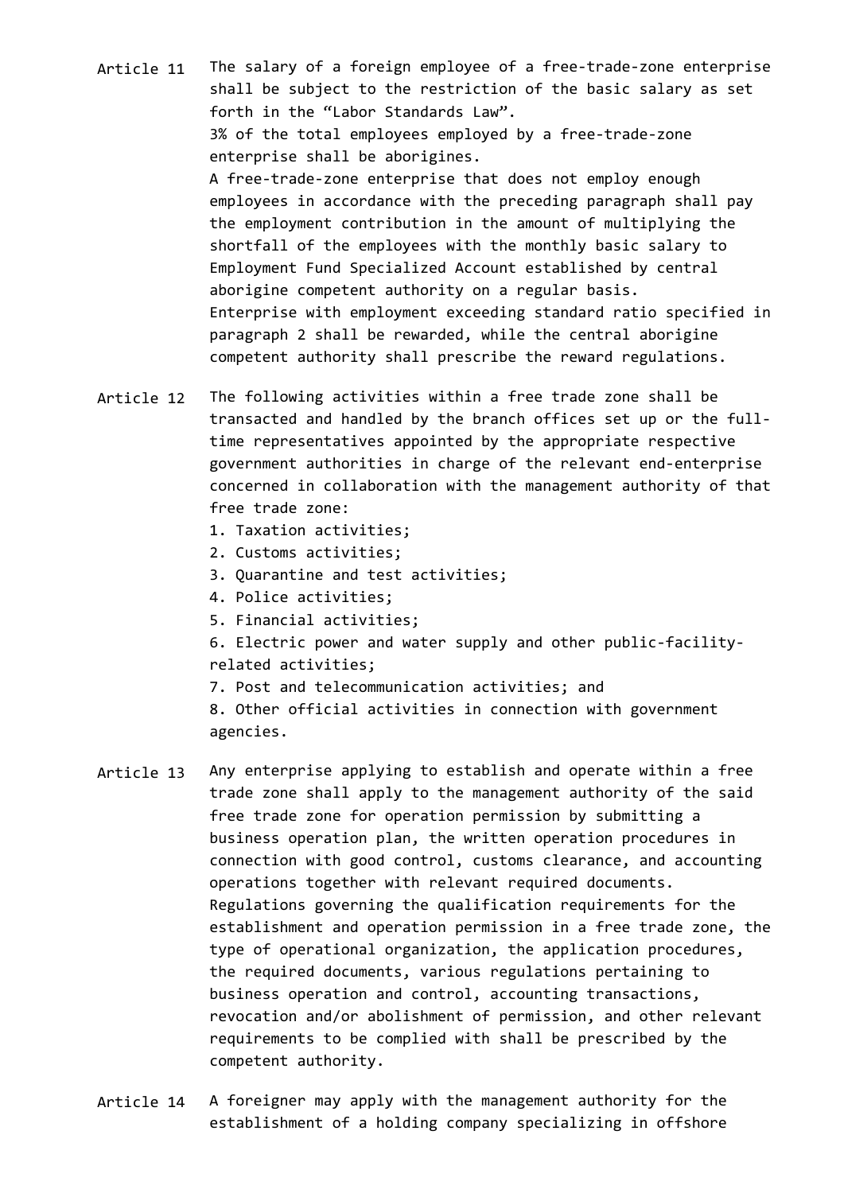Article 11 The salary of a foreign employee of a free-trade-zone enterprise shall be subject to the restriction of the basic salary as set forth in the “Labor Standards Law”.

3% of the total employees employed by a free-trade-zone enterprise shall be aborigines.

A free-trade-zone enterprise that does not employ enough employees in accordance with the preceding paragraph shall pay the employment contribution in the amount of multiplying the shortfall of the employees with the monthly basic salary to Employment Fund Specialized Account established by central aborigine competent authority on a regular basis.

Enterprise with employment exceeding standard ratio specified in paragraph 2 shall be rewarded, while the central aborigine competent authority shall prescribe the reward regulations.

Article 12 The following activities within a free trade zone shall be transacted and handled by the branch offices set up or the full-time representatives appointed by the appropriate respective government authorities in charge of the relevant end-enterprise concerned in collaboration with the management authority of that free trade zone:

1. Taxation activities;
2. Customs activities;
3. Quarantine and test activities;
4. Police activities;
5. Financial activities;
6. Electric power and water supply and other public-facility-related activities;
7. Post and telecommunication activities; and
8. Other official activities in connection with government agencies.

Article 13 Any enterprise applying to establish and operate within a free trade zone shall apply to the management authority of the said free trade zone for operation permission by submitting a business operation plan, the written operation procedures in connection with good control, customs clearance, and accounting operations together with relevant required documents.

Regulations governing the qualification requirements for the establishment and operation permission in a free trade zone, the type of operational organization, the application procedures, the required documents, various regulations pertaining to business operation and control, accounting transactions, revocation and/or abolishment of permission, and other relevant requirements to be complied with shall be prescribed by the competent authority.

Article 14 A foreigner may apply with the management authority for the establishment of a holding company specializing in offshore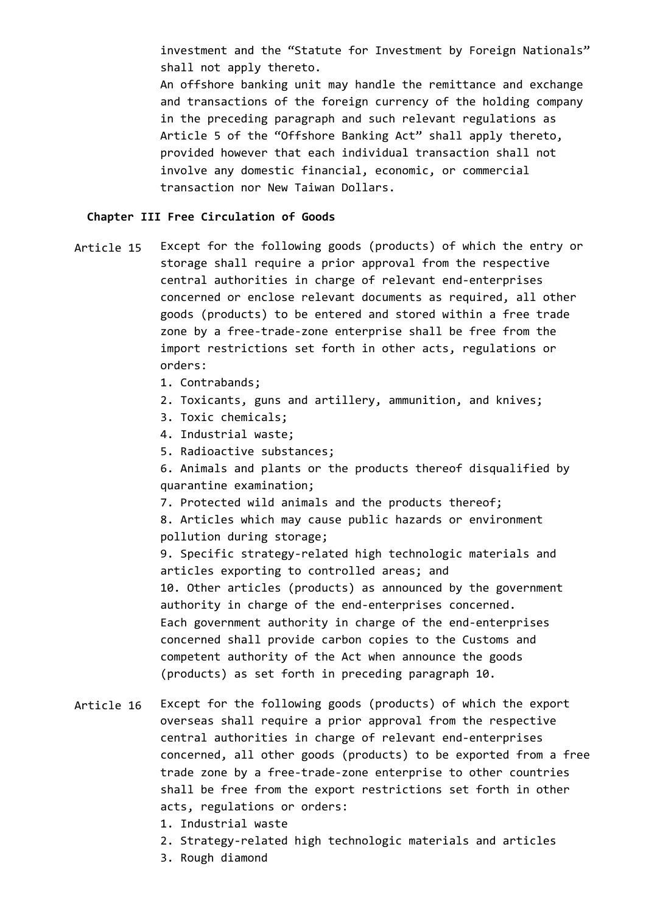investment and the "Statute for Investment by Foreign Nationals" shall not apply thereto.

An offshore banking unit may handle the remittance and exchange and transactions of the foreign currency of the holding company in the preceding paragraph and such relevant regulations as Article 5 of the "Offshore Banking Act" shall apply thereto, provided however that each individual transaction shall not involve any domestic financial, economic, or commercial transaction nor New Taiwan Dollars.

## Chapter III Free Circulation of Goods

**Article 15** Except for the following goods (products) of which the entry or storage shall require a prior approval from the respective central authorities in charge of relevant end-enterprises concerned or enclose relevant documents as required, all other goods (products) to be entered and stored within a free trade zone by a free-trade-zone enterprise shall be free from the import restrictions set forth in other acts, regulations or orders:

1. Contrabands;
2. Toxicants, guns and artillery, ammunition, and knives;
3. Toxic chemicals;
4. Industrial waste;
5. Radioactive substances;
6. Animals and plants or the products thereof disqualified by quarantine examination;
7. Protected wild animals and the products thereof;
8. Articles which may cause public hazards or environment pollution during storage;
9. Specific strategy-related high technologic materials and articles exporting to controlled areas; and
10. Other articles (products) as announced by the government authority in charge of the end-enterprises concerned.

Each government authority in charge of the end-enterprises concerned shall provide carbon copies to the Customs and competent authority of the Act when announce the goods (products) as set forth in preceding paragraph 10.

**Article 16** Except for the following goods (products) of which the export overseas shall require a prior approval from the respective central authorities in charge of relevant end-enterprises concerned, all other goods (products) to be exported from a free trade zone by a free-trade-zone enterprise to other countries shall be free from the export restrictions set forth in other acts, regulations or orders:

1. Industrial waste
2. Strategy-related high technologic materials and articles
3. Rough diamond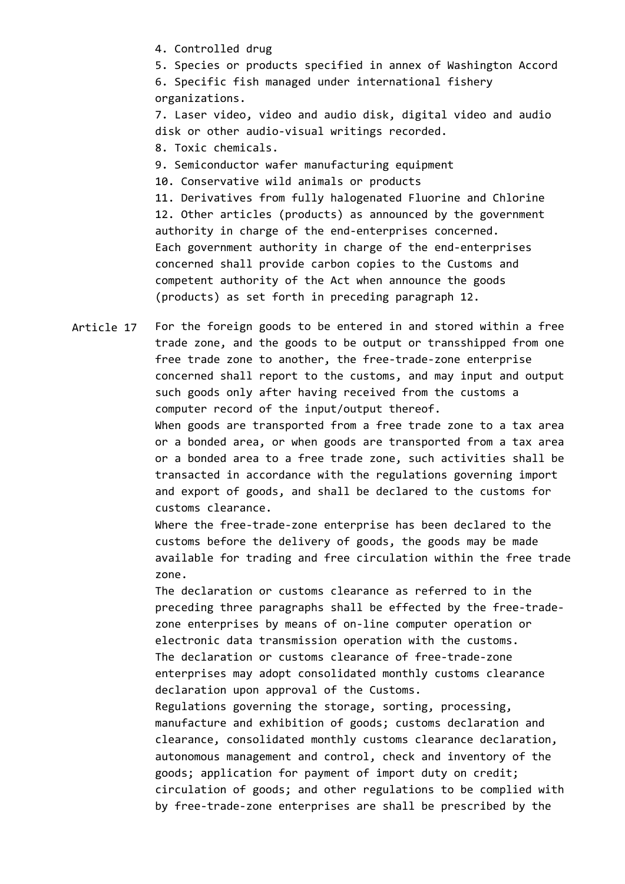4. Controlled drug
5. Species or products specified in annex of Washington Accord
6. Specific fish managed under international fishery organizations.
7. Laser video, video and audio disk, digital video and audio disk or other audio-visual writings recorded.
8. Toxic chemicals.
9. Semiconductor wafer manufacturing equipment
10. Conservative wild animals or products
11. Derivatives from fully halogenated Fluorine and Chlorine
12. Other articles (products) as announced by the government authority in charge of the end-enterprises concerned.

Each government authority in charge of the end-enterprises concerned shall provide carbon copies to the Customs and competent authority of the Act when announce the goods (products) as set forth in preceding paragraph 12.

**Article 17** For the foreign goods to be entered in and stored within a free trade zone, and the goods to be output or transshipped from one free trade zone to another, the free-trade-zone enterprise concerned shall report to the customs, and may input and output such goods only after having received from the customs a computer record of the input/output thereof.

When goods are transported from a free trade zone to a tax area or a bonded area, or when goods are transported from a tax area or a bonded area to a free trade zone, such activities shall be transacted in accordance with the regulations governing import and export of goods, and shall be declared to the customs for customs clearance.

Where the free-trade-zone enterprise has been declared to the customs before the delivery of goods, the goods may be made available for trading and free circulation within the free trade zone.

The declaration or customs clearance as referred to in the preceding three paragraphs shall be effected by the free-trade-zone enterprises by means of on-line computer operation or electronic data transmission operation with the customs.

The declaration or customs clearance of free-trade-zone enterprises may adopt consolidated monthly customs clearance declaration upon approval of the Customs.

Regulations governing the storage, sorting, processing, manufacture and exhibition of goods; customs declaration and clearance, consolidated monthly customs clearance declaration, autonomous management and control, check and inventory of the goods; application for payment of import duty on credit; circulation of goods; and other regulations to be complied with by free-trade-zone enterprises are shall be prescribed by the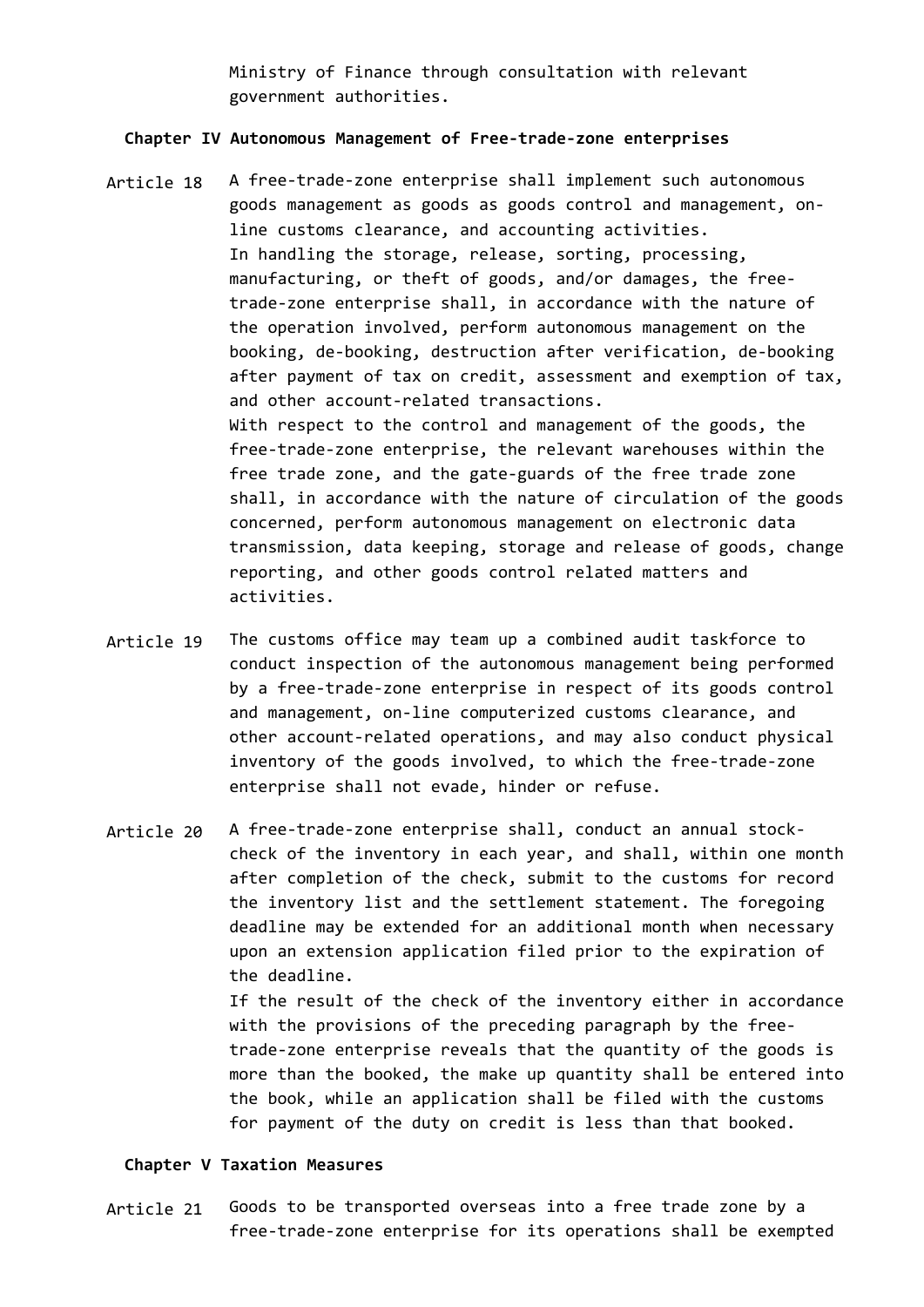Ministry of Finance through consultation with relevant government authorities.

## Chapter IV Autonomous Management of Free-trade-zone enterprises

Article 18 A free-trade-zone enterprise shall implement such autonomous goods management as goods as goods control and management, on-line customs clearance, and accounting activities.

In handling the storage, release, sorting, processing, manufacturing, or theft of goods, and/or damages, the free-trade-zone enterprise shall, in accordance with the nature of the operation involved, perform autonomous management on the booking, de-booking, destruction after verification, de-booking after payment of tax on credit, assessment and exemption of tax, and other account-related transactions.

With respect to the control and management of the goods, the free-trade-zone enterprise, the relevant warehouses within the free trade zone, and the gate-guards of the free trade zone shall, in accordance with the nature of circulation of the goods concerned, perform autonomous management on electronic data transmission, data keeping, storage and release of goods, change reporting, and other goods control related matters and activities.

Article 19 The customs office may team up a combined audit taskforce to conduct inspection of the autonomous management being performed by a free-trade-zone enterprise in respect of its goods control and management, on-line computerized customs clearance, and other account-related operations, and may also conduct physical inventory of the goods involved, to which the free-trade-zone enterprise shall not evade, hinder or refuse.

Article 20 A free-trade-zone enterprise shall, conduct an annual stock-check of the inventory in each year, and shall, within one month after completion of the check, submit to the customs for record the inventory list and the settlement statement. The foregoing deadline may be extended for an additional month when necessary upon an extension application filed prior to the expiration of the deadline.

If the result of the check of the inventory either in accordance with the provisions of the preceding paragraph by the free-trade-zone enterprise reveals that the quantity of the goods is more than the booked, the make up quantity shall be entered into the book, while an application shall be filed with the customs for payment of the duty on credit is less than that booked.

## Chapter V Taxation Measures

Article 21 Goods to be transported overseas into a free trade zone by a free-trade-zone enterprise for its operations shall be exempted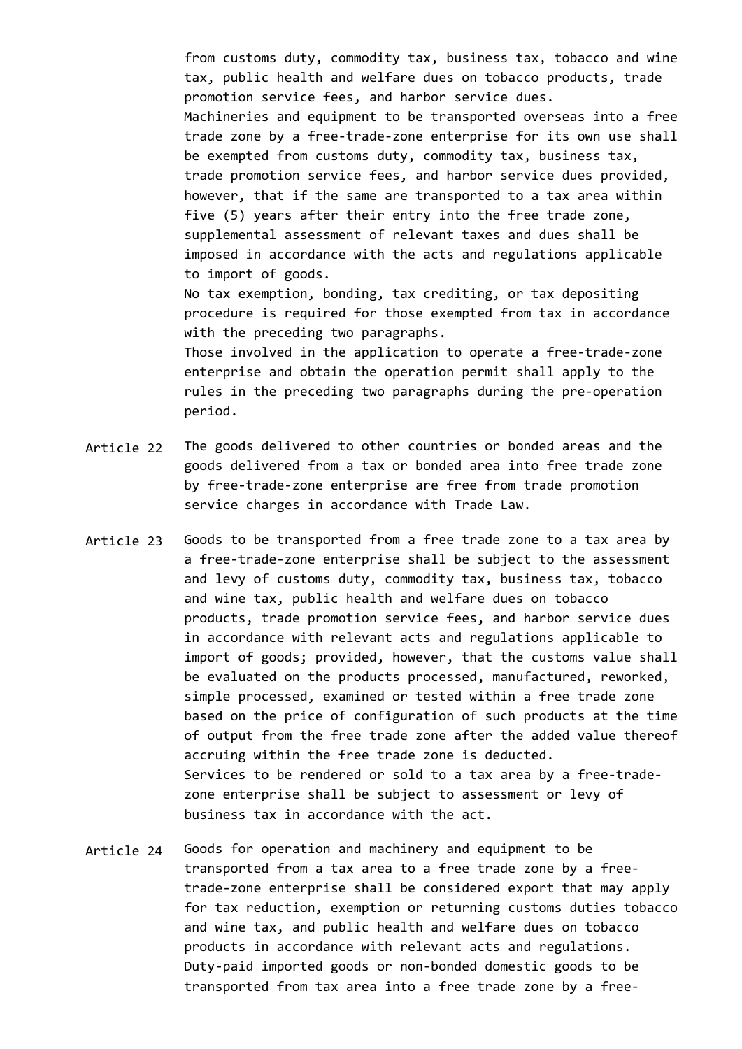from customs duty, commodity tax, business tax, tobacco and wine tax, public health and welfare dues on tobacco products, trade promotion service fees, and harbor service dues.

Machineries and equipment to be transported overseas into a free trade zone by a free-trade-zone enterprise for its own use shall be exempted from customs duty, commodity tax, business tax, trade promotion service fees, and harbor service dues provided, however, that if the same are transported to a tax area within five (5) years after their entry into the free trade zone, supplemental assessment of relevant taxes and dues shall be imposed in accordance with the acts and regulations applicable to import of goods.

No tax exemption, bonding, tax crediting, or tax depositing procedure is required for those exempted from tax in accordance with the preceding two paragraphs.

Those involved in the application to operate a free-trade-zone enterprise and obtain the operation permit shall apply to the rules in the preceding two paragraphs during the pre-operation period.

**Article 22** The goods delivered to other countries or bonded areas and the goods delivered from a tax or bonded area into free trade zone by free-trade-zone enterprise are free from trade promotion service charges in accordance with Trade Law.

**Article 23** Goods to be transported from a free trade zone to a tax area by a free-trade-zone enterprise shall be subject to the assessment and levy of customs duty, commodity tax, business tax, tobacco and wine tax, public health and welfare dues on tobacco products, trade promotion service fees, and harbor service dues in accordance with relevant acts and regulations applicable to import of goods; provided, however, that the customs value shall be evaluated on the products processed, manufactured, reworked, simple processed, examined or tested within a free trade zone based on the price of configuration of such products at the time of output from the free trade zone after the added value thereof accruing within the free trade zone is deducted.

Services to be rendered or sold to a tax area by a free-trade-zone enterprise shall be subject to assessment or levy of business tax in accordance with the act.

**Article 24** Goods for operation and machinery and equipment to be transported from a tax area to a free trade zone by a free-trade-zone enterprise shall be considered export that may apply for tax reduction, exemption or returning customs duties tobacco and wine tax, and public health and welfare dues on tobacco products in accordance with relevant acts and regulations.

Duty-paid imported goods or non-bonded domestic goods to be transported from tax area into a free trade zone by a free-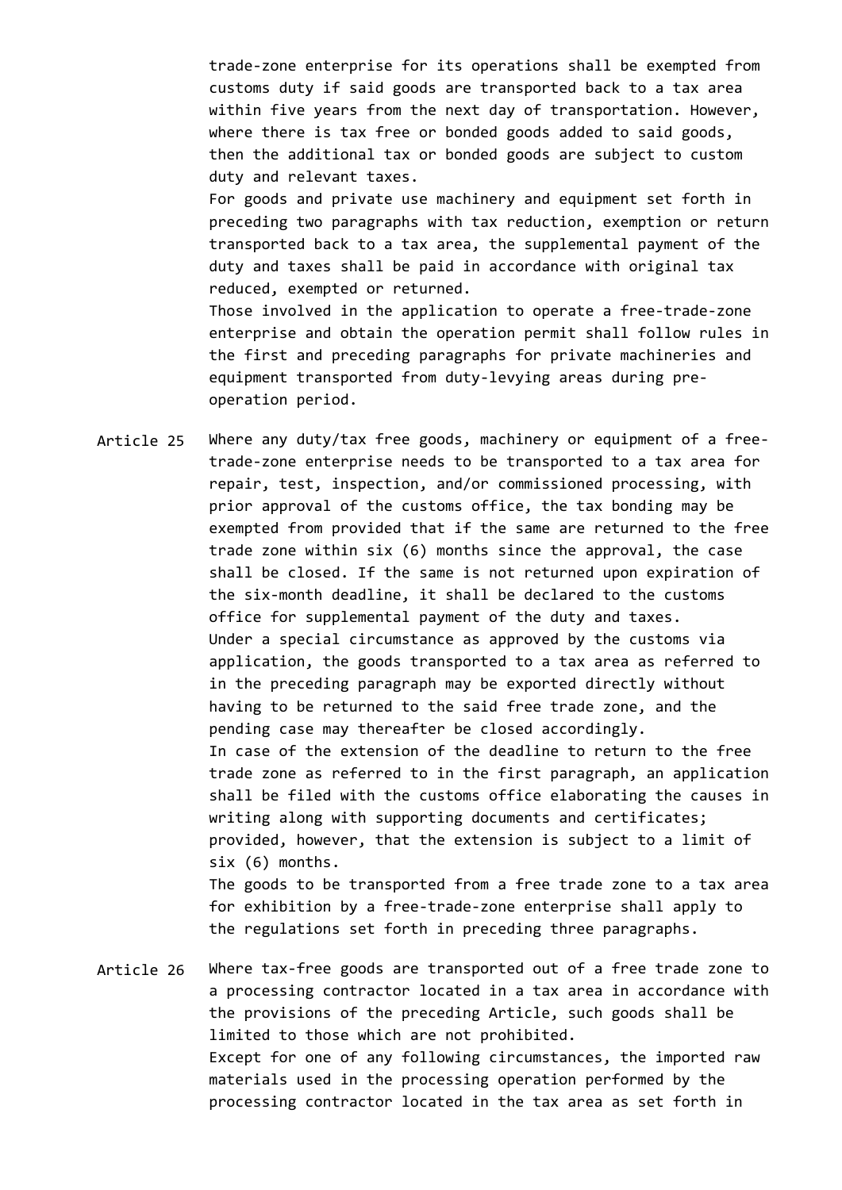trade-zone enterprise for its operations shall be exempted from customs duty if said goods are transported back to a tax area within five years from the next day of transportation. However, where there is tax free or bonded goods added to said goods, then the additional tax or bonded goods are subject to custom duty and relevant taxes.

For goods and private use machinery and equipment set forth in preceding two paragraphs with tax reduction, exemption or return transported back to a tax area, the supplemental payment of the duty and taxes shall be paid in accordance with original tax reduced, exempted or returned.

Those involved in the application to operate a free-trade-zone enterprise and obtain the operation permit shall follow rules in the first and preceding paragraphs for private machineries and equipment transported from duty-levying areas during pre-operation period.

**Article 25** Where any duty/tax free goods, machinery or equipment of a free-trade-zone enterprise needs to be transported to a tax area for repair, test, inspection, and/or commissioned processing, with prior approval of the customs office, the tax bonding may be exempted from provided that if the same are returned to the free trade zone within six (6) months since the approval, the case shall be closed. If the same is not returned upon expiration of the six-month deadline, it shall be declared to the customs office for supplemental payment of the duty and taxes.

Under a special circumstance as approved by the customs via application, the goods transported to a tax area as referred to in the preceding paragraph may be exported directly without having to be returned to the said free trade zone, and the pending case may thereafter be closed accordingly.

In case of the extension of the deadline to return to the free trade zone as referred to in the first paragraph, an application shall be filed with the customs office elaborating the causes in writing along with supporting documents and certificates; provided, however, that the extension is subject to a limit of six (6) months.

The goods to be transported from a free trade zone to a tax area for exhibition by a free-trade-zone enterprise shall apply to the regulations set forth in preceding three paragraphs.

**Article 26** Where tax-free goods are transported out of a free trade zone to a processing contractor located in a tax area in accordance with the provisions of the preceding Article, such goods shall be limited to those which are not prohibited.

Except for one of any following circumstances, the imported raw materials used in the processing operation performed by the processing contractor located in the tax area as set forth in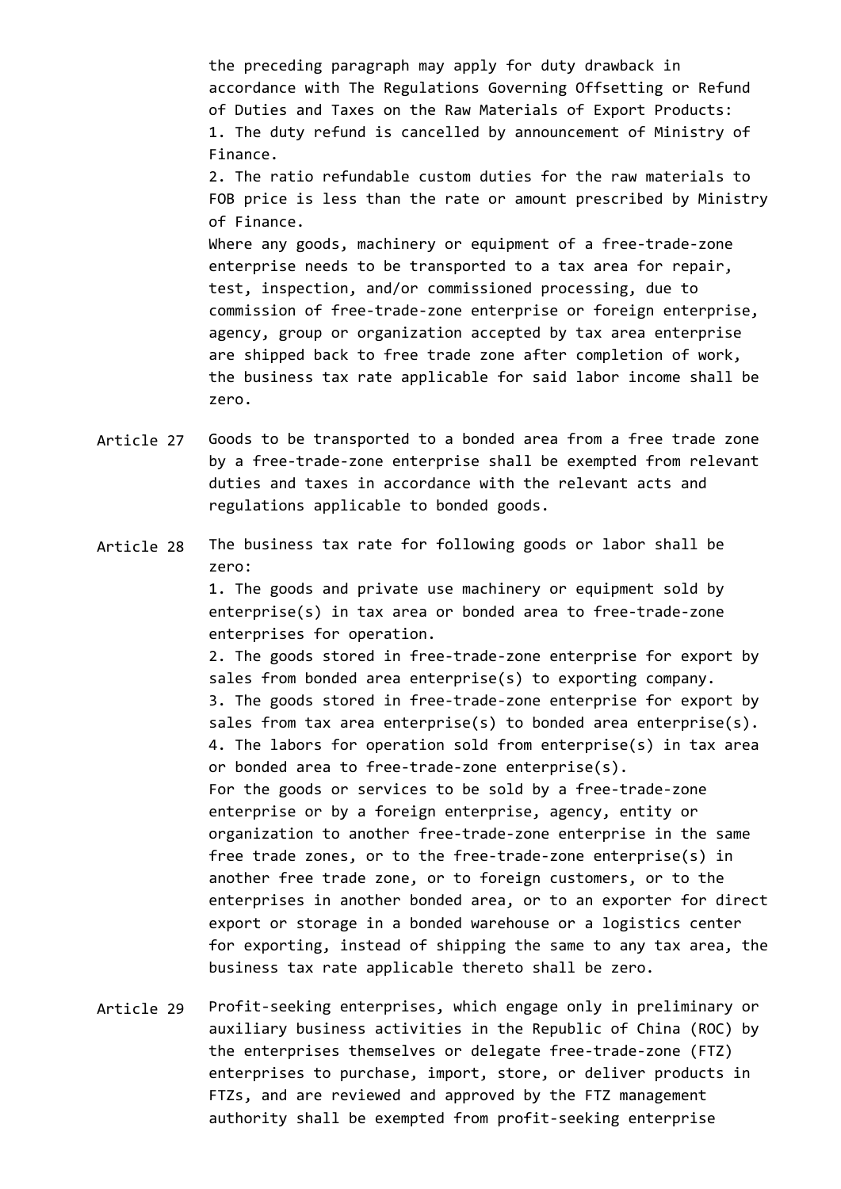the preceding paragraph may apply for duty drawback in accordance with The Regulations Governing Offsetting or Refund of Duties and Taxes on the Raw Materials of Export Products:

1. The duty refund is cancelled by announcement of Ministry of Finance.
2. The ratio refundable custom duties for the raw materials to FOB price is less than the rate or amount prescribed by Ministry of Finance.

Where any goods, machinery or equipment of a free-trade-zone enterprise needs to be transported to a tax area for repair, test, inspection, and/or commissioned processing, due to commission of free-trade-zone enterprise or foreign enterprise, agency, group or organization accepted by tax area enterprise are shipped back to free trade zone after completion of work, the business tax rate applicable for said labor income shall be zero.

Article 27 Goods to be transported to a bonded area from a free trade zone by a free-trade-zone enterprise shall be exempted from relevant duties and taxes in accordance with the relevant acts and regulations applicable to bonded goods.

Article 28 The business tax rate for following goods or labor shall be zero:

1. The goods and private use machinery or equipment sold by enterprise(s) in tax area or bonded area to free-trade-zone enterprises for operation.
2. The goods stored in free-trade-zone enterprise for export by sales from bonded area enterprise(s) to exporting company.
3. The goods stored in free-trade-zone enterprise for export by sales from tax area enterprise(s) to bonded area enterprise(s).
4. The labors for operation sold from enterprise(s) in tax area or bonded area to free-trade-zone enterprise(s).

For the goods or services to be sold by a free-trade-zone enterprise or by a foreign enterprise, agency, entity or organization to another free-trade-zone enterprise in the same free trade zones, or to the free-trade-zone enterprise(s) in another free trade zone, or to foreign customers, or to the enterprises in another bonded area, or to an exporter for direct export or storage in a bonded warehouse or a logistics center for exporting, instead of shipping the same to any tax area, the business tax rate applicable thereto shall be zero.

Article 29 Profit-seeking enterprises, which engage only in preliminary or auxiliary business activities in the Republic of China (ROC) by the enterprises themselves or delegate free-trade-zone (FTZ) enterprises to purchase, import, store, or deliver products in FTZs, and are reviewed and approved by the FTZ management authority shall be exempted from profit-seeking enterprise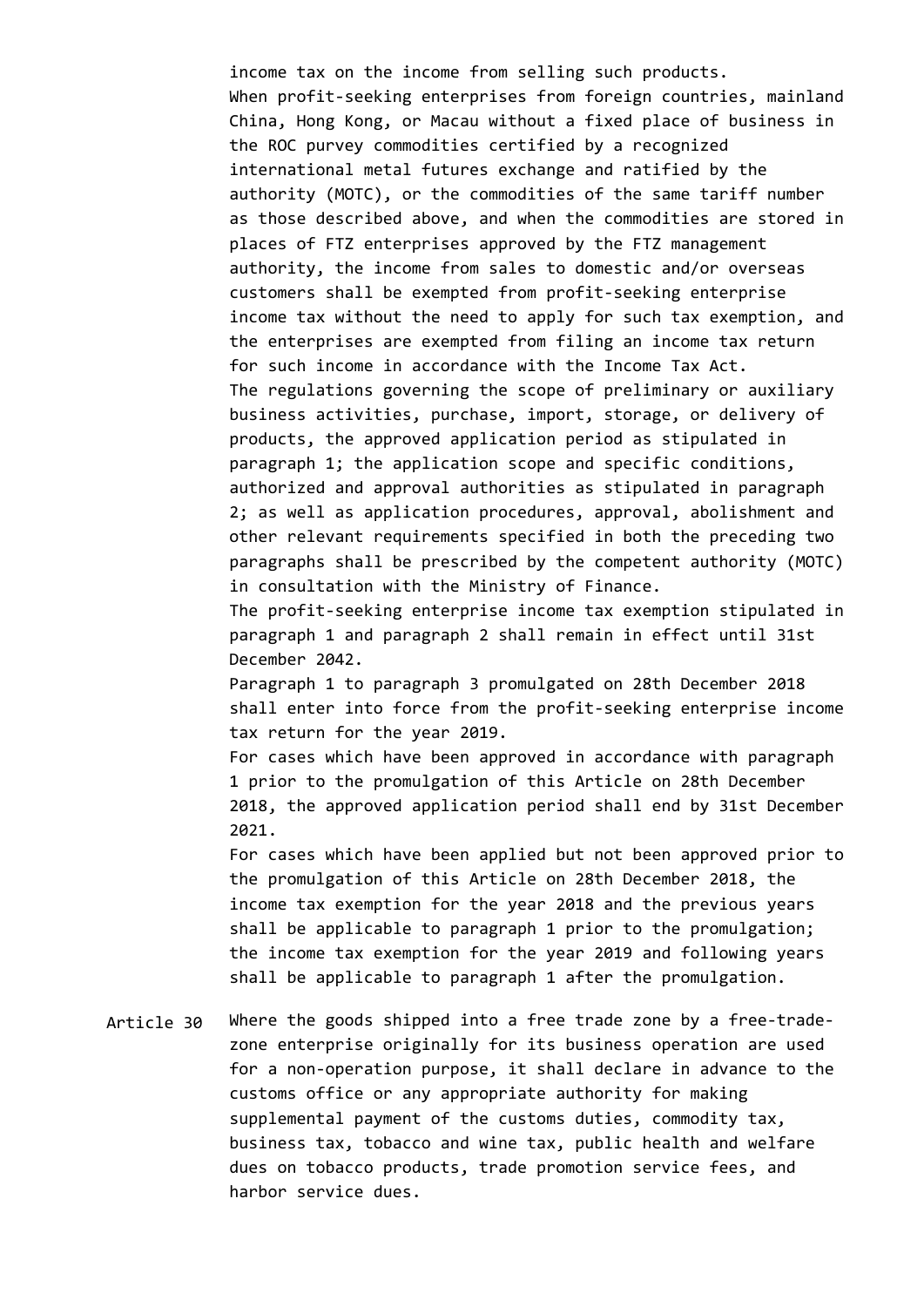income tax on the income from selling such products.

When profit-seeking enterprises from foreign countries, mainland China, Hong Kong, or Macau without a fixed place of business in the ROC purvey commodities certified by a recognized international metal futures exchange and ratified by the authority (MOTC), or the commodities of the same tariff number as those described above, and when the commodities are stored in places of FTZ enterprises approved by the FTZ management authority, the income from sales to domestic and/or overseas customers shall be exempted from profit-seeking enterprise income tax without the need to apply for such tax exemption, and the enterprises are exempted from filing an income tax return for such income in accordance with the Income Tax Act.

The regulations governing the scope of preliminary or auxiliary business activities, purchase, import, storage, or delivery of products, the approved application period as stipulated in paragraph 1; the application scope and specific conditions, authorized and approval authorities as stipulated in paragraph 2; as well as application procedures, approval, abolishment and other relevant requirements specified in both the preceding two paragraphs shall be prescribed by the competent authority (MOTC) in consultation with the Ministry of Finance.

The profit-seeking enterprise income tax exemption stipulated in paragraph 1 and paragraph 2 shall remain in effect until 31st December 2042.

Paragraph 1 to paragraph 3 promulgated on 28th December 2018 shall enter into force from the profit-seeking enterprise income tax return for the year 2019.

For cases which have been approved in accordance with paragraph 1 prior to the promulgation of this Article on 28th December 2018, the approved application period shall end by 31st December 2021.

For cases which have been applied but not been approved prior to the promulgation of this Article on 28th December 2018, the income tax exemption for the year 2018 and the previous years shall be applicable to paragraph 1 prior to the promulgation; the income tax exemption for the year 2019 and following years shall be applicable to paragraph 1 after the promulgation.

**Article 30** Where the goods shipped into a free trade zone by a free-trade-zone enterprise originally for its business operation are used for a non-operation purpose, it shall declare in advance to the customs office or any appropriate authority for making supplemental payment of the customs duties, commodity tax, business tax, tobacco and wine tax, public health and welfare dues on tobacco products, trade promotion service fees, and harbor service dues.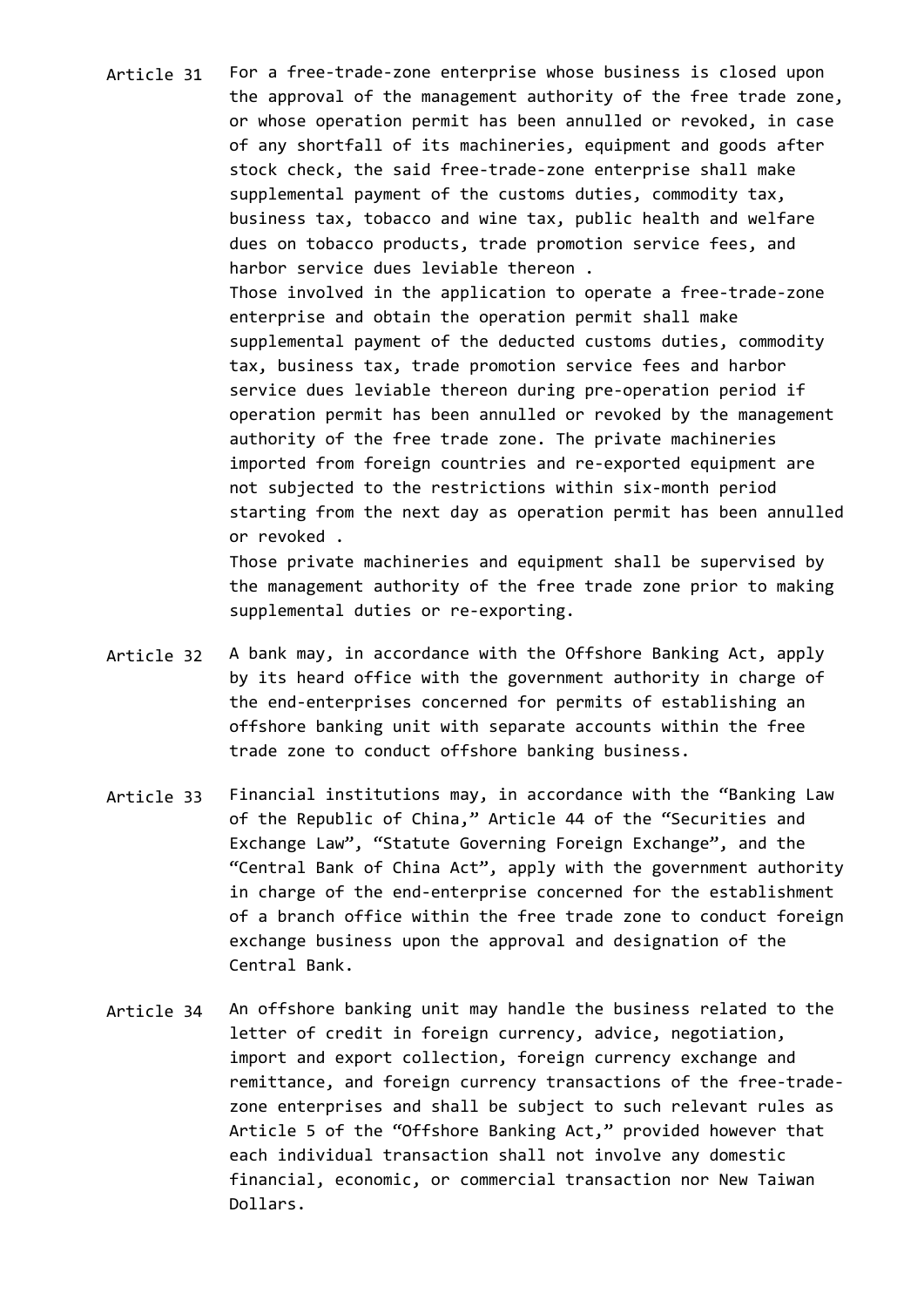**Article 31** For a free-trade-zone enterprise whose business is closed upon the approval of the management authority of the free trade zone, or whose operation permit has been annulled or revoked, in case of any shortfall of its machineries, equipment and goods after stock check, the said free-trade-zone enterprise shall make supplemental payment of the customs duties, commodity tax, business tax, tobacco and wine tax, public health and welfare dues on tobacco products, trade promotion service fees, and harbor service dues leviable thereon .

Those involved in the application to operate a free-trade-zone enterprise and obtain the operation permit shall make supplemental payment of the deducted customs duties, commodity tax, business tax, trade promotion service fees and harbor service dues leviable thereon during pre-operation period if operation permit has been annulled or revoked by the management authority of the free trade zone. The private machineries imported from foreign countries and re-exported equipment are not subjected to the restrictions within six-month period starting from the next day as operation permit has been annulled or revoked .

Those private machineries and equipment shall be supervised by the management authority of the free trade zone prior to making supplemental duties or re-exporting.

**Article 32** A bank may, in accordance with the Offshore Banking Act, apply by its heard office with the government authority in charge of the end-enterprises concerned for permits of establishing an offshore banking unit with separate accounts within the free trade zone to conduct offshore banking business.

**Article 33** Financial institutions may, in accordance with the "Banking Law of the Republic of China," Article 44 of the "Securities and Exchange Law", "Statute Governing Foreign Exchange", and the "Central Bank of China Act", apply with the government authority in charge of the end-enterprise concerned for the establishment of a branch office within the free trade zone to conduct foreign exchange business upon the approval and designation of the Central Bank.

**Article 34** An offshore banking unit may handle the business related to the letter of credit in foreign currency, advice, negotiation, import and export collection, foreign currency exchange and remittance, and foreign currency transactions of the free-trade-zone enterprises and shall be subject to such relevant rules as Article 5 of the "Offshore Banking Act," provided however that each individual transaction shall not involve any domestic financial, economic, or commercial transaction nor New Taiwan Dollars.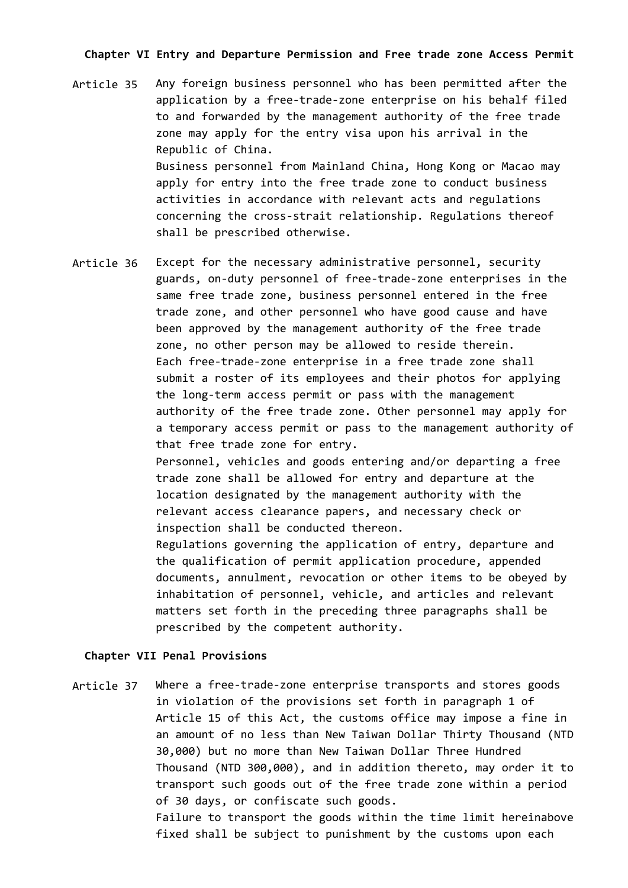### Chapter VI Entry and Departure Permission and Free trade zone Access Permit

**Article 35** Any foreign business personnel who has been permitted after the application by a free-trade-zone enterprise on his behalf filed to and forwarded by the management authority of the free trade zone may apply for the entry visa upon his arrival in the Republic of China.

Business personnel from Mainland China, Hong Kong or Macao may apply for entry into the free trade zone to conduct business activities in accordance with relevant acts and regulations concerning the cross-strait relationship. Regulations thereof shall be prescribed otherwise.

**Article 36** Except for the necessary administrative personnel, security guards, on-duty personnel of free-trade-zone enterprises in the same free trade zone, business personnel entered in the free trade zone, and other personnel who have good cause and have been approved by the management authority of the free trade zone, no other person may be allowed to reside therein.

Each free-trade-zone enterprise in a free trade zone shall submit a roster of its employees and their photos for applying the long-term access permit or pass with the management authority of the free trade zone. Other personnel may apply for a temporary access permit or pass to the management authority of that free trade zone for entry.

Personnel, vehicles and goods entering and/or departing a free trade zone shall be allowed for entry and departure at the location designated by the management authority with the relevant access clearance papers, and necessary check or inspection shall be conducted thereon.

Regulations governing the application of entry, departure and the qualification of permit application procedure, appended documents, annulment, revocation or other items to be obeyed by inhabitation of personnel, vehicle, and articles and relevant matters set forth in the preceding three paragraphs shall be prescribed by the competent authority.

### Chapter VII Penal Provisions

**Article 37** Where a free-trade-zone enterprise transports and stores goods in violation of the provisions set forth in paragraph 1 of Article 15 of this Act, the customs office may impose a fine in an amount of no less than New Taiwan Dollar Thirty Thousand (NTD 30,000) but no more than New Taiwan Dollar Three Hundred Thousand (NTD 300,000), and in addition thereto, may order it to transport such goods out of the free trade zone within a period of 30 days, or confiscate such goods.

Failure to transport the goods within the time limit hereinabove fixed shall be subject to punishment by the customs upon each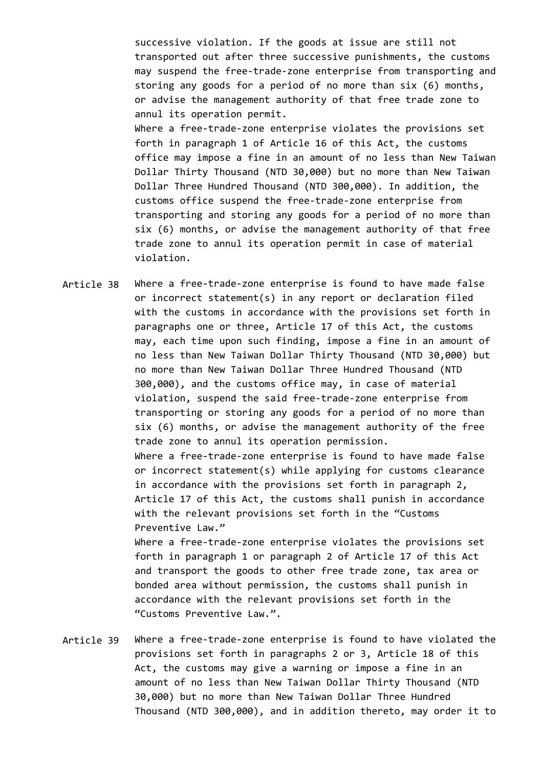successive violation. If the goods at issue are still not transported out after three successive punishments, the customs may suspend the free-trade-zone enterprise from transporting and storing any goods for a period of no more than six (6) months, or advise the management authority of that free trade zone to annul its operation permit.

Where a free-trade-zone enterprise violates the provisions set forth in paragraph 1 of Article 16 of this Act, the customs office may impose a fine in an amount of no less than New Taiwan Dollar Thirty Thousand (NTD 30,000) but no more than New Taiwan Dollar Three Hundred Thousand (NTD 300,000). In addition, the customs office suspend the free-trade-zone enterprise from transporting and storing any goods for a period of no more than six (6) months, or advise the management authority of that free trade zone to annul its operation permit in case of material violation.

**Article 38** Where a free-trade-zone enterprise is found to have made false or incorrect statement(s) in any report or declaration filed with the customs in accordance with the provisions set forth in paragraphs one or three, Article 17 of this Act, the customs may, each time upon such finding, impose a fine in an amount of no less than New Taiwan Dollar Thirty Thousand (NTD 30,000) but no more than New Taiwan Dollar Three Hundred Thousand (NTD 300,000), and the customs office may, in case of material violation, suspend the said free-trade-zone enterprise from transporting or storing any goods for a period of no more than six (6) months, or advise the management authority of the free trade zone to annul its operation permission.

Where a free-trade-zone enterprise is found to have made false or incorrect statement(s) while applying for customs clearance in accordance with the provisions set forth in paragraph 2, Article 17 of this Act, the customs shall punish in accordance with the relevant provisions set forth in the "Customs Preventive Law."

Where a free-trade-zone enterprise violates the provisions set forth in paragraph 1 or paragraph 2 of Article 17 of this Act and transport the goods to other free trade zone, tax area or bonded area without permission, the customs shall punish in accordance with the relevant provisions set forth in the "Customs Preventive Law.".

**Article 39** Where a free-trade-zone enterprise is found to have violated the provisions set forth in paragraphs 2 or 3, Article 18 of this Act, the customs may give a warning or impose a fine in an amount of no less than New Taiwan Dollar Thirty Thousand (NTD 30,000) but no more than New Taiwan Dollar Three Hundred Thousand (NTD 300,000), and in addition thereto, may order it to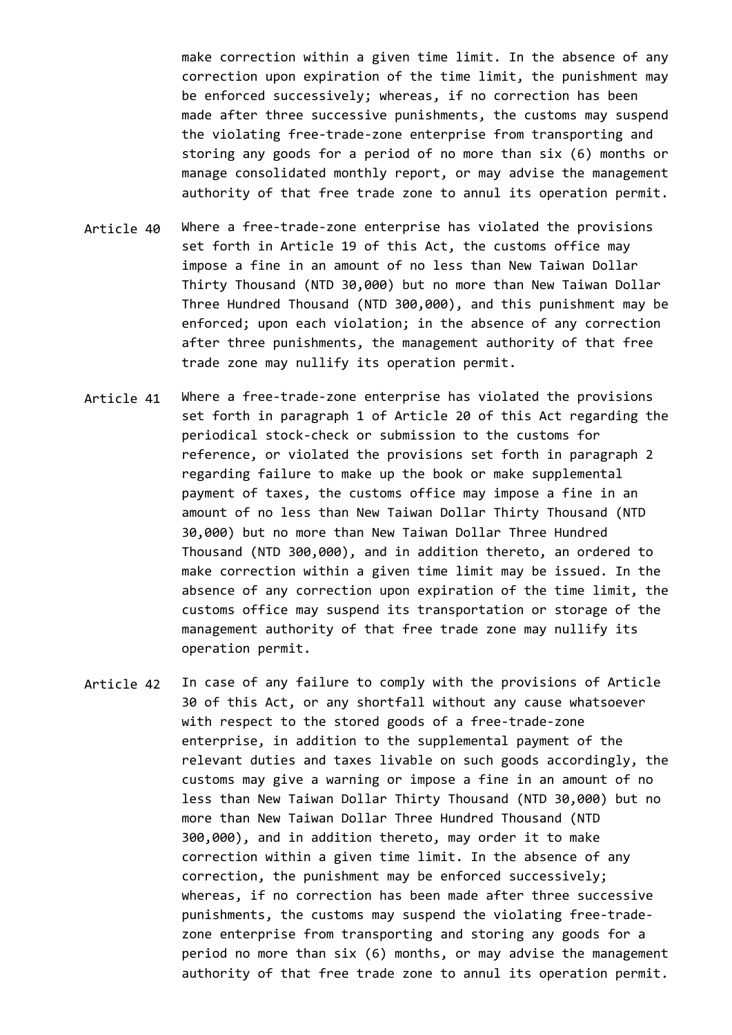make correction within a given time limit. In the absence of any correction upon expiration of the time limit, the punishment may be enforced successively; whereas, if no correction has been made after three successive punishments, the customs may suspend the violating free-trade-zone enterprise from transporting and storing any goods for a period of no more than six (6) months or manage consolidated monthly report, or may advise the management authority of that free trade zone to annul its operation permit.

Article 40 Where a free-trade-zone enterprise has violated the provisions set forth in Article 19 of this Act, the customs office may impose a fine in an amount of no less than New Taiwan Dollar Thirty Thousand (NTD 30,000) but no more than New Taiwan Dollar Three Hundred Thousand (NTD 300,000), and this punishment may be enforced; upon each violation; in the absence of any correction after three punishments, the management authority of that free trade zone may nullify its operation permit.

Article 41 Where a free-trade-zone enterprise has violated the provisions set forth in paragraph 1 of Article 20 of this Act regarding the periodical stock-check or submission to the customs for reference, or violated the provisions set forth in paragraph 2 regarding failure to make up the book or make supplemental payment of taxes, the customs office may impose a fine in an amount of no less than New Taiwan Dollar Thirty Thousand (NTD 30,000) but no more than New Taiwan Dollar Three Hundred Thousand (NTD 300,000), and in addition thereto, an ordered to make correction within a given time limit may be issued. In the absence of any correction upon expiration of the time limit, the customs office may suspend its transportation or storage of the management authority of that free trade zone may nullify its operation permit.

Article 42 In case of any failure to comply with the provisions of Article 30 of this Act, or any shortfall without any cause whatsoever with respect to the stored goods of a free-trade-zone enterprise, in addition to the supplemental payment of the relevant duties and taxes livable on such goods accordingly, the customs may give a warning or impose a fine in an amount of no less than New Taiwan Dollar Thirty Thousand (NTD 30,000) but no more than New Taiwan Dollar Three Hundred Thousand (NTD 300,000), and in addition thereto, may order it to make correction within a given time limit. In the absence of any correction, the punishment may be enforced successively; whereas, if no correction has been made after three successive punishments, the customs may suspend the violating free-trade-zone enterprise from transporting and storing any goods for a period no more than six (6) months, or may advise the management authority of that free trade zone to annul its operation permit.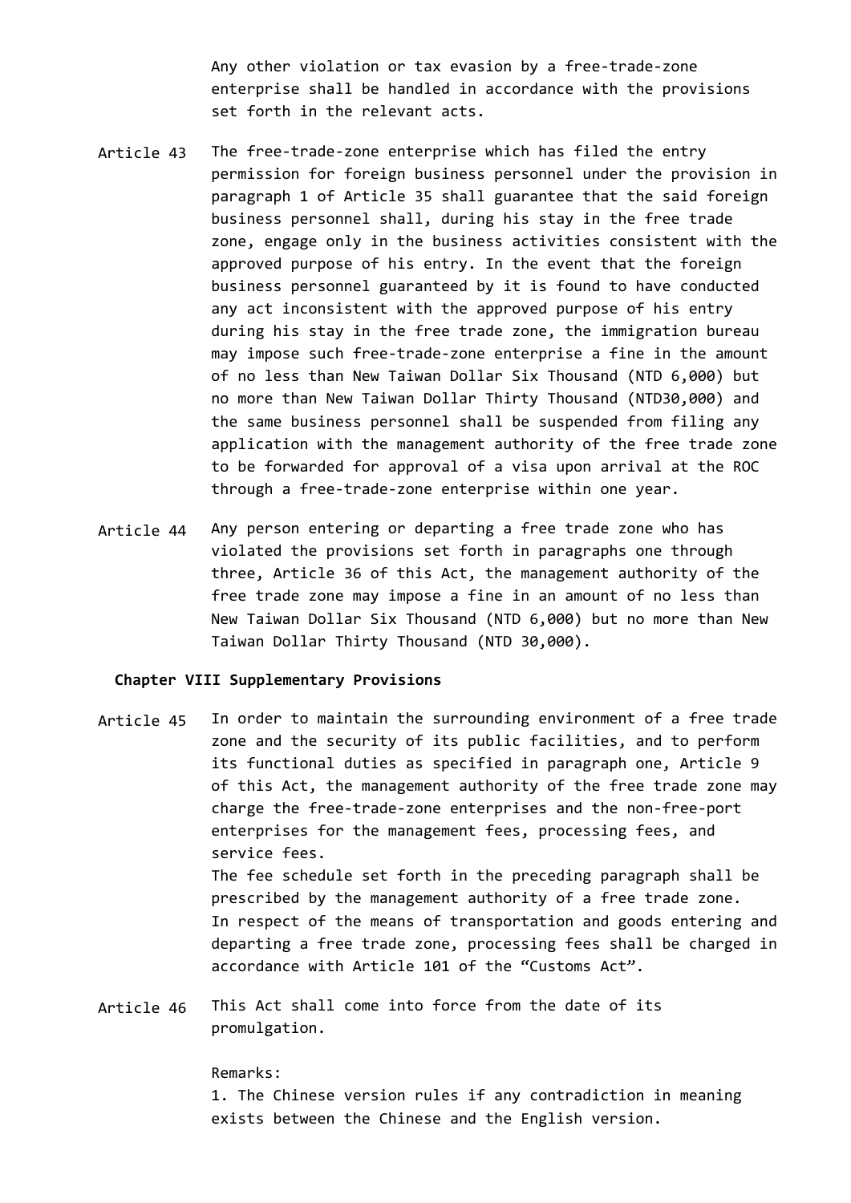Any other violation or tax evasion by a free-trade-zone enterprise shall be handled in accordance with the provisions set forth in the relevant acts.

Article 43 The free-trade-zone enterprise which has filed the entry permission for foreign business personnel under the provision in paragraph 1 of Article 35 shall guarantee that the said foreign business personnel shall, during his stay in the free trade zone, engage only in the business activities consistent with the approved purpose of his entry. In the event that the foreign business personnel guaranteed by it is found to have conducted any act inconsistent with the approved purpose of his entry during his stay in the free trade zone, the immigration bureau may impose such free-trade-zone enterprise a fine in the amount of no less than New Taiwan Dollar Six Thousand (NTD 6,000) but no more than New Taiwan Dollar Thirty Thousand (NTD30,000) and the same business personnel shall be suspended from filing any application with the management authority of the free trade zone to be forwarded for approval of a visa upon arrival at the ROC through a free-trade-zone enterprise within one year.

Article 44 Any person entering or departing a free trade zone who has violated the provisions set forth in paragraphs one through three, Article 36 of this Act, the management authority of the free trade zone may impose a fine in an amount of no less than New Taiwan Dollar Six Thousand (NTD 6,000) but no more than New Taiwan Dollar Thirty Thousand (NTD 30,000).

**Chapter VIII Supplementary Provisions**

Article 45 In order to maintain the surrounding environment of a free trade zone and the security of its public facilities, and to perform its functional duties as specified in paragraph one, Article 9 of this Act, the management authority of the free trade zone may charge the free-trade-zone enterprises and the non-free-port enterprises for the management fees, processing fees, and service fees.

The fee schedule set forth in the preceding paragraph shall be prescribed by the management authority of a free trade zone.

In respect of the means of transportation and goods entering and departing a free trade zone, processing fees shall be charged in accordance with Article 101 of the “Customs Act”.

Article 46 This Act shall come into force from the date of its promulgation.

Remarks:

1. The Chinese version rules if any contradiction in meaning exists between the Chinese and the English version.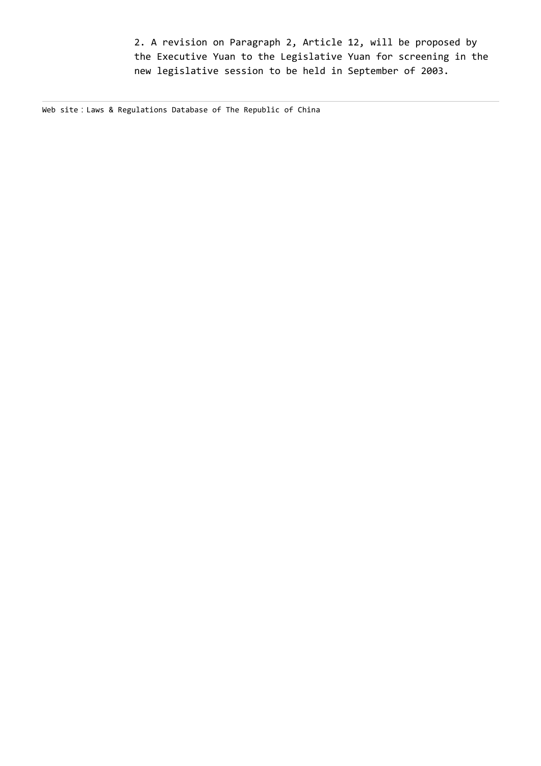2. A revision on Paragraph 2, Article 12, will be proposed by the Executive Yuan to the Legislative Yuan for screening in the new legislative session to be held in September of 2003.